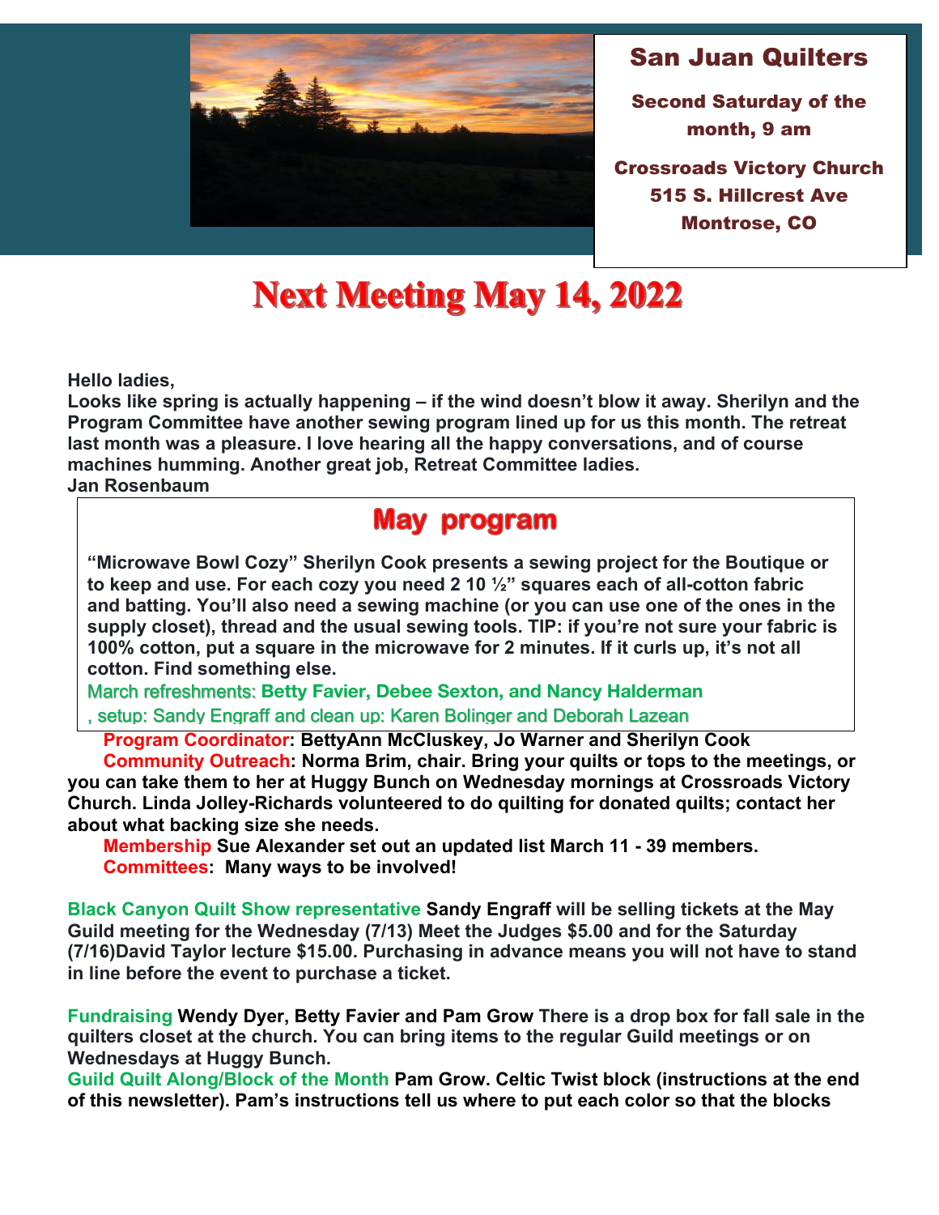## San Juan Quilters

**Second Saturday of the month, 9 am**

**Crossroads Victory Church**
**515 S. Hillcrest Ave**
**Montrose, CO**

# Next Meeting May 14, 2022

**Hello ladies,**
**Looks like spring is actually happening – if the wind doesn't blow it away. Sherilyn and the Program Committee have another sewing program lined up for us this month. The retreat last month was a pleasure. I love hearing all the happy conversations, and of course machines humming. Another great job, Retreat Committee ladies.**
**Jan Rosenbaum**

## May program

**"Microwave Bowl Cozy" Sherilyn Cook presents a sewing project for the Boutique or to keep and use. For each cozy you need 2 10 ½" squares each of all-cotton fabric and batting. You'll also need a sewing machine (or you can use one of the ones in the supply closet), thread and the usual sewing tools. TIP: if you're not sure your fabric is 100% cotton, put a square in the microwave for 2 minutes. If it curls up, it's not all cotton. Find something else.**

March refreshments: **Betty Favier, Debee Sexton, and Nancy Halderman**
, setup: Sandy Engraff and clean up: Karen Bolinger and Deborah Lazean

**Program Coordinator: BettyAnn McCluskey, Jo Warner and Sherilyn Cook**

**Community Outreach: Norma Brim, chair. Bring your quilts or tops to the meetings, or you can take them to her at Huggy Bunch on Wednesday mornings at Crossroads Victory Church. Linda Jolley-Richards volunteered to do quilting for donated quilts; contact her about what backing size she needs.**

**Membership Sue Alexander set out an updated list March 11 - 39 members.**

**Committees: Many ways to be involved!**

**Black Canyon Quilt Show representative Sandy Engraff will be selling tickets at the May Guild meeting for the Wednesday (7/13) Meet the Judges $5.00 and for the Saturday (7/16)David Taylor lecture $15.00. Purchasing in advance means you will not have to stand in line before the event to purchase a ticket.**

**Fundraising Wendy Dyer, Betty Favier and Pam Grow There is a drop box for fall sale in the quilters closet at the church. You can bring items to the regular Guild meetings or on Wednesdays at Huggy Bunch.**

**Guild Quilt Along/Block of the Month Pam Grow. Celtic Twist block (instructions at the end of this newsletter). Pam's instructions tell us where to put each color so that the blocks**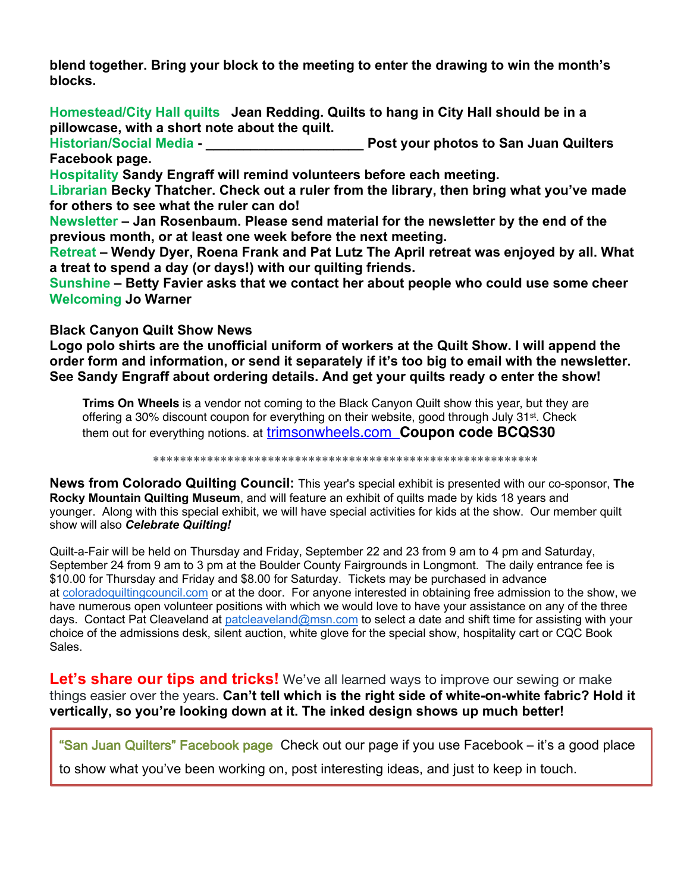**blend together. Bring your block to the meeting to enter the drawing to win the month's blocks.**

**Homestead/City Hall quilts** **Jean Redding. Quilts to hang in City Hall should be in a pillowcase, with a short note about the quilt.**
**Historian/Social Media - ____________________ Post your photos to San Juan Quilters Facebook page.**
**Hospitality** **Sandy Engraff will remind volunteers before each meeting.**
**Librarian** **Becky Thatcher. Check out a ruler from the library, then bring what you've made for others to see what the ruler can do!**
**Newsletter – Jan Rosenbaum. Please send material for the newsletter by the end of the previous month, or at least one week before the next meeting.**
**Retreat – Wendy Dyer, Roena Frank and Pat Lutz The April retreat was enjoyed by all. What a treat to spend a day (or days!) with our quilting friends.**
**Sunshine – Betty Favier asks that we contact her about people who could use some cheer**
**Welcoming** **Jo Warner**

**Black Canyon Quilt Show News**
**Logo polo shirts are the unofficial uniform of workers at the Quilt Show. I will append the order form and information, or send it separately if it's too big to email with the newsletter. See Sandy Engraff about ordering details. And get your quilts ready o enter the show!**

> **Trims On Wheels** is a vendor not coming to the Black Canyon Quilt show this year, but they are offering a 30% discount coupon for everything on their website, good through July 31st. Check them out for everything notions. at trimsonwheels.com **Coupon code BCQS30**

**********************************************************

**News from Colorado Quilting Council:** This year's special exhibit is presented with our co-sponsor, **The Rocky Mountain Quilting Museum**, and will feature an exhibit of quilts made by kids 18 years and younger. Along with this special exhibit, we will have special activities for kids at the show. Our member quilt show will also ***Celebrate Quilting!***

Quilt-a-Fair will be held on Thursday and Friday, September 22 and 23 from 9 am to 4 pm and Saturday, September 24 from 9 am to 3 pm at the Boulder County Fairgrounds in Longmont. The daily entrance fee is $10.00 for Thursday and Friday and $8.00 for Saturday. Tickets may be purchased in advance at coloradoquiltingcouncil.com or at the door. For anyone interested in obtaining free admission to the show, we have numerous open volunteer positions with which we would love to have your assistance on any of the three days. Contact Pat Cleaveland at patcleaveland@msn.com to select a date and shift time for assisting with your choice of the admissions desk, silent auction, white glove for the special show, hospitality cart or CQC Book Sales.

**Let's share our tips and tricks!** We've all learned ways to improve our sewing or make things easier over the years. **Can't tell which is the right side of white-on-white fabric? Hold it vertically, so you're looking down at it. The inked design shows up much better!**

> "San Juan Quilters" Facebook page Check out our page if you use Facebook – it's a good place to show what you've been working on, post interesting ideas, and just to keep in touch.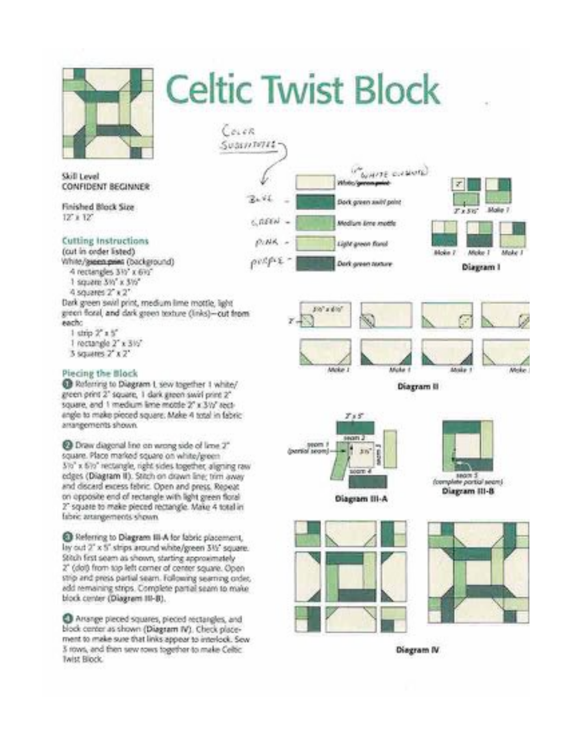# Celtic Twist Block

**Skill Level**
CONFIDENT BEGINNER

**Finished Block Size**
12" x 12"

## Cutting Instructions

(cut in order listed)

White/~~green print~~ (background)

- 4 rectangles 3½" x 6½"
- 1 square 3½" x 3½"
- 4 squares 2" x 2"

Dark green swirl print, medium lime mottle, light green floral, **and** dark green texture (links)—**cut from each:**

- 1 strip 2" x 5"
- 1 rectangle 2" x 3½"
- 3 squares 2" x 2"

## Piecing the Block

1. Referring to **Diagram I**, sew together 1 white/green print 2" square, 1 dark green swirl print 2" square, and 1 medium lime mottle 2" x 3½" rectangle to make pieced square. Make 4 total in fabric arrangements shown.

2. Draw diagonal line on wrong side of lime 2" square. Place marked square on white/green 3½" x 6½" rectangle, right sides together, aligning raw edges (**Diagram II**). Stitch on drawn line; trim away and discard excess fabric. Open and press. Repeat on opposite end of rectangle with light green floral 2" square to make pieced rectangle. Make 4 total in fabric arrangements shown.

3. Referring to **Diagram III-A** for fabric placement, lay out 2" x 5" strips around white/green 3½" square. Stitch first seam as shown, starting approximately 2" (*dot*) from top left corner of center square. Open strip and press partial seam. Following seaming order, add remaining strips. Complete partial seam to make block center (**Diagram III-B**).

4. Arrange pieced squares, pieced rectangles, and block center as shown (**Diagram IV**). Check placement to make sure that links appear to interlock. Sew 3 rows, and then sew rows together to make Celtic Twist Block.

COLOR SUBSTITUTES

- White/~~green print~~ (WHITE CUSHION)
- BLUE – Dark green swirl print
- GREEN – Medium lime mottle
- PINK – Light green floral
- PURPLE – Dark green texture

2"

2" x 3½"

Make 1

Make 1

Make 1

Make 1

**Diagram I**

3½" x 6½"

2"

Make 1

Make 1

Make 1

Make 1

**Diagram II**

2" x 5"

seam 1 (partial seam)

seam 2

seam 3

seam 4

3½"

**Diagram III-A**

seam 5 (complete partial seam)

**Diagram III-B**

**Diagram IV**